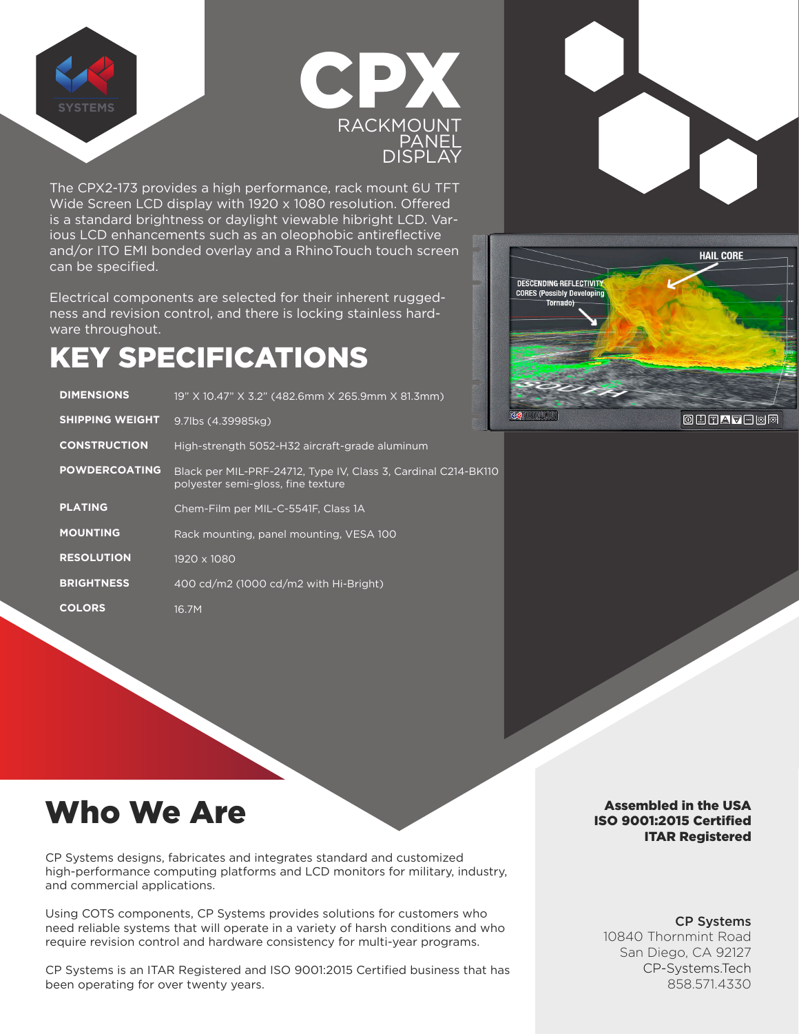SYSTEMS

# CPX

RACKMOUNT PANEL DISPLAY

The CPX2-173 provides a high performance, rack mount 6U TFT Wide Screen LCD display with 1920 x 1080 resolution. Offered is a standard brightness or daylight viewable hibright LCD. Various LCD enhancements such as an oleophobic antireflective and/or ITO EMI bonded overlay and a RhinoTouch touch screen can be specified.

Electrical components are selected for their inherent ruggedness and revision control, and there is locking stainless hardware throughout.

## KEY SPECIFICATIONS

| | |
|---|---|
| **DIMENSIONS** | 19" X 10.47" X 3.2" (482.6mm X 265.9mm X 81.3mm) |
| **SHIPPING WEIGHT** | 9.7lbs (4.39985kg) |
| **CONSTRUCTION** | High-strength 5052-H32 aircraft-grade aluminum |
| **POWDERCOATING** | Black per MIL-PRF-24712, Type IV, Class 3, Cardinal C214-BK110 polyester semi-gloss, fine texture |
| **PLATING** | Chem-Film per MIL-C-5541F, Class 1A |
| **MOUNTING** | Rack mounting, panel mounting, VESA 100 |
| **RESOLUTION** | 1920 x 1080 |
| **BRIGHTNESS** | 400 cd/m2 (1000 cd/m2 with Hi-Bright) |
| **COLORS** | 16.7M |

## Who We Are

CP Systems designs, fabricates and integrates standard and customized high-performance computing platforms and LCD monitors for military, industry, and commercial applications.

Using COTS components, CP Systems provides solutions for customers who need reliable systems that will operate in a variety of harsh conditions and who require revision control and hardware consistency for multi-year programs.

CP Systems is an ITAR Registered and ISO 9001:2015 Certified business that has been operating for over twenty years.

**Assembled in the USA**
**ISO 9001:2015 Certified**
**ITAR Registered**

**CP Systems**
10840 Thornmint Road
San Diego, CA 92127
CP-Systems.Tech
858.571.4330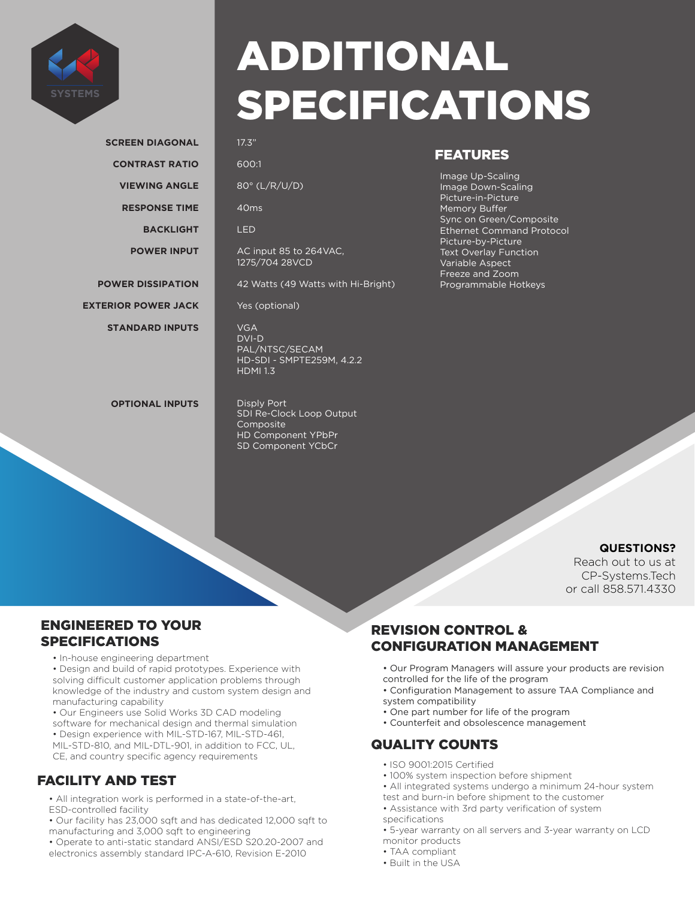SYSTEMS

# ADDITIONAL SPECIFICATIONS

| | |
|---|---|
| **SCREEN DIAGONAL** | 17.3" |
| **CONTRAST RATIO** | 600:1 |
| **VIEWING ANGLE** | 80° (L/R/U/D) |
| **RESPONSE TIME** | 40ms |
| **BACKLIGHT** | LED |
| **POWER INPUT** | AC input 85 to 264VAC, 1275/704 28VCD |
| **POWER DISSIPATION** | 42 Watts (49 Watts with Hi-Bright) |
| **EXTERIOR POWER JACK** | Yes (optional) |
| **STANDARD INPUTS** | VGA<br>DVI-D<br>PAL/NTSC/SECAM<br>HD-SDI - SMPTE259M, 4.2.2<br>HDMI 1.3 |
| **OPTIONAL INPUTS** | Disply Port<br>SDI Re-Clock Loop Output<br>Composite<br>HD Component YPbPr<br>SD Component YCbCr |

## FEATURES

Image Up-Scaling
Image Down-Scaling
Picture-in-Picture
Memory Buffer
Sync on Green/Composite
Ethernet Command Protocol
Picture-by-Picture
Text Overlay Function
Variable Aspect
Freeze and Zoom
Programmable Hotkeys

**QUESTIONS?**
Reach out to us at
CP-Systems.Tech
or call 858.571.4330

## ENGINEERED TO YOUR SPECIFICATIONS

- In-house engineering department
- Design and build of rapid prototypes. Experience with solving difficult customer application problems through knowledge of the industry and custom system design and manufacturing capability
- Our Engineers use Solid Works 3D CAD modeling software for mechanical design and thermal simulation
- Design experience with MIL-STD-167, MIL-STD-461, MIL-STD-810, and MIL-DTL-901, in addition to FCC, UL, CE, and country specific agency requirements

## FACILITY AND TEST

- All integration work is performed in a state-of-the-art, ESD-controlled facility
- Our facility has 23,000 sqft and has dedicated 12,000 sqft to manufacturing and 3,000 sqft to engineering
- Operate to anti-static standard ANSI/ESD S20.20-2007 and electronics assembly standard IPC-A-610, Revision E-2010

## REVISION CONTROL & CONFIGURATION MANAGEMENT

- Our Program Managers will assure your products are revision controlled for the life of the program
- Configuration Management to assure TAA Compliance and system compatibility
- One part number for life of the program
- Counterfeit and obsolescence management

## QUALITY COUNTS

- ISO 9001:2015 Certified
- 100% system inspection before shipment
- All integrated systems undergo a minimum 24-hour system test and burn-in before shipment to the customer
- Assistance with 3rd party verification of system specifications
- 5-year warranty on all servers and 3-year warranty on LCD monitor products
- TAA compliant
- Built in the USA